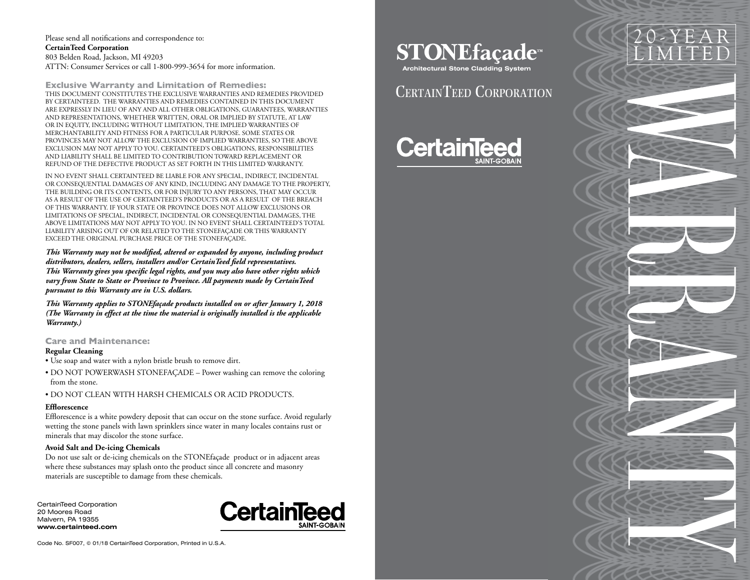Please send all notifications and correspondence to:
**CertainTeed Corporation**
803 Belden Road, Jackson, MI 49203
ATTN: Consumer Services or call 1-800-999-3654 for more information.

### Exclusive Warranty and Limitation of Remedies:

THIS DOCUMENT CONSTITUTES THE EXCLUSIVE WARRANTIES AND REMEDIES PROVIDED BY CERTAINTEED. THE WARRANTIES AND REMEDIES CONTAINED IN THIS DOCUMENT ARE EXPRESSLY IN LIEU OF ANY AND ALL OTHER OBLIGATIONS, GUARANTEES, WARRANTIES AND REPRESENTATIONS, WHETHER WRITTEN, ORAL OR IMPLIED BY STATUTE, AT LAW OR IN EQUITY, INCLUDING WITHOUT LIMITATION, THE IMPLIED WARRANTIES OF MERCHANTABILITY AND FITNESS FOR A PARTICULAR PURPOSE. SOME STATES OR PROVINCES MAY NOT ALLOW THE EXCLUSION OF IMPLIED WARRANTIES, SO THE ABOVE EXCLUSION MAY NOT APPLY TO YOU. CERTAINTEED'S OBLIGATIONS, RESPONSIBILITIES AND LIABILITY SHALL BE LIMITED TO CONTRIBUTION TOWARD REPLACEMENT OR REFUND OF THE DEFECTIVE PRODUCT AS SET FORTH IN THIS LIMITED WARRANTY.

IN NO EVENT SHALL CERTAINTEED BE LIABLE FOR ANY SPECIAL, INDIRECT, INCIDENTAL OR CONSEQUENTIAL DAMAGES OF ANY KIND, INCLUDING ANY DAMAGE TO THE PROPERTY, THE BUILDING OR ITS CONTENTS, OR FOR INJURY TO ANY PERSONS, THAT MAY OCCUR AS A RESULT OF THE USE OF CERTAINTEED'S PRODUCTS OR AS A RESULT OF THE BREACH OF THIS WARRANTY. IF YOUR STATE OR PROVINCE DOES NOT ALLOW EXCLUSIONS OR LIMITATIONS OF SPECIAL, INDIRECT, INCIDENTAL OR CONSEQUENTIAL DAMAGES, THE ABOVE LIMITATIONS MAY NOT APPLY TO YOU. IN NO EVENT SHALL CERTAINTEED'S TOTAL LIABILITY ARISING OUT OF OR RELATED TO THE STONEFAÇADE OR THIS WARRANTY EXCEED THE ORIGINAL PURCHASE PRICE OF THE STONEFAÇADE.

***This Warranty may not be modified, altered or expanded by anyone, including product distributors, dealers, sellers, installers and/or CertainTeed field representatives. This Warranty gives you specific legal rights, and you may also have other rights which vary from State to State or Province to Province. All payments made by CertainTeed pursuant to this Warranty are in U.S. dollars.***

***This Warranty applies to STONEfaçade products installed on or after January 1, 2018 (The Warranty in effect at the time the material is originally installed is the applicable Warranty.)***

### Care and Maintenance:

**Regular Cleaning**

- Use soap and water with a nylon bristle brush to remove dirt.
- DO NOT POWERWASH STONEFAÇADE – Power washing can remove the coloring from the stone.
- DO NOT CLEAN WITH HARSH CHEMICALS OR ACID PRODUCTS.

**Efflorescence**

Efflorescence is a white powdery deposit that can occur on the stone surface. Avoid regularly wetting the stone panels with lawn sprinklers since water in many locales contains rust or minerals that may discolor the stone surface.

**Avoid Salt and De-icing Chemicals**

Do not use salt or de-icing chemicals on the STONEfaçade product or in adjacent areas where these substances may splash onto the product since all concrete and masonry materials are susceptible to damage from these chemicals.

CertainTeed Corporation
20 Moores Road
Malvern, PA 19355
**www.certainteed.com**

CertainTeed SAINT-GOBAIN

Code No. SF007, © 01/18 CertainTeed Corporation, Printed in U.S.A.

# STONEfaçade™

**Architectural Stone Cladding System**

## CERTAINTEED CORPORATION

CertainTeed SAINT-GOBAIN

20-YEAR LIMITED

# WARRANTY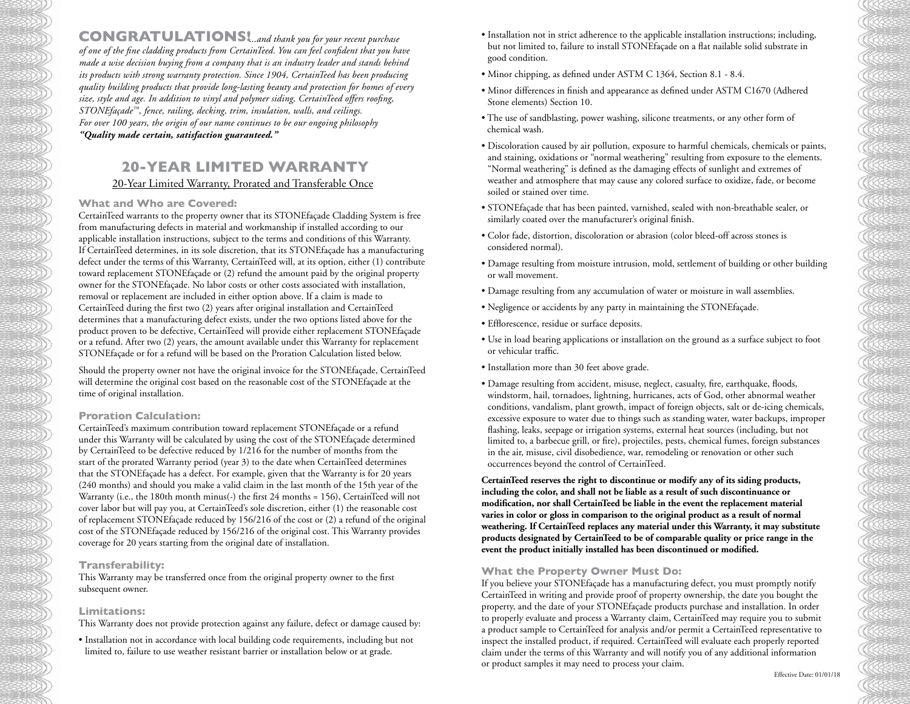**CONGRATULATIONS!** *...and thank you for your recent purchase of one of the fine cladding products from CertainTeed. You can feel confident that you have made a wise decision buying from a company that is an industry leader and stands behind its products with strong warranty protection. Since 1904, CertainTeed has been producing quality building products that provide long-lasting beauty and protection for homes of every size, style and age. In addition to vinyl and polymer siding, CertainTeed offers roofing, STONEfaçade™, fence, railing, decking, trim, insulation, walls, and ceilings. For over 100 years, the origin of our name continues to be our ongoing philosophy* ***"Quality made certain, satisfaction guaranteed."***

# 20-YEAR LIMITED WARRANTY

20-Year Limited Warranty, Prorated and Transferable Once

### What and Who are Covered:

CertainTeed warrants to the property owner that its STONEfaçade Cladding System is free from manufacturing defects in material and workmanship if installed according to our applicable installation instructions, subject to the terms and conditions of this Warranty. If CertainTeed determines, in its sole discretion, that its STONEfaçade has a manufacturing defect under the terms of this Warranty, CertainTeed will, at its option, either (1) contribute toward replacement STONEfaçade or (2) refund the amount paid by the original property owner for the STONEfaçade. No labor costs or other costs associated with installation, removal or replacement are included in either option above. If a claim is made to CertainTeed during the first two (2) years after original installation and CertainTeed determines that a manufacturing defect exists, under the two options listed above for the product proven to be defective, CertainTeed will provide either replacement STONEfaçade or a refund. After two (2) years, the amount available under this Warranty for replacement STONEfaçade or for a refund will be based on the Proration Calculation listed below.

Should the property owner not have the original invoice for the STONEfaçade, CertainTeed will determine the original cost based on the reasonable cost of the STONEfaçade at the time of original installation.

### Proration Calculation:

CertainTeed's maximum contribution toward replacement STONEfaçade or a refund under this Warranty will be calculated by using the cost of the STONEfaçade determined by CertainTeed to be defective reduced by 1/216 for the number of months from the start of the prorated Warranty period (year 3) to the date when CertainTeed determines that the STONEfaçade has a defect. For example, given that the Warranty is for 20 years (240 months) and should you make a valid claim in the last month of the 15th year of the Warranty (i.e., the 180th month minus(-) the first 24 months = 156), CertainTeed will not cover labor but will pay you, at CertainTeed's sole discretion, either (1) the reasonable cost of replacement STONEfaçade reduced by 156/216 of the cost or (2) a refund of the original cost of the STONEfaçade reduced by 156/216 of the original cost. This Warranty provides coverage for 20 years starting from the original date of installation.

### Transferability:

This Warranty may be transferred once from the original property owner to the first subsequent owner.

### Limitations:

This Warranty does not provide protection against any failure, defect or damage caused by:

- Installation not in accordance with local building code requirements, including but not limited to, failure to use weather resistant barrier or installation below or at grade.
- Installation not in strict adherence to the applicable installation instructions; including, but not limited to, failure to install STONEfaçade on a flat nailable solid substrate in good condition.
- Minor chipping, as defined under ASTM C 1364, Section 8.1 - 8.4.
- Minor differences in finish and appearance as defined under ASTM C1670 (Adhered Stone elements) Section 10.
- The use of sandblasting, power washing, silicone treatments, or any other form of chemical wash.
- Discoloration caused by air pollution, exposure to harmful chemicals, chemicals or paints, and staining, oxidations or "normal weathering" resulting from exposure to the elements. "Normal weathering" is defined as the damaging effects of sunlight and extremes of weather and atmosphere that may cause any colored surface to oxidize, fade, or become soiled or stained over time.
- STONEfaçade that has been painted, varnished, sealed with non-breathable sealer, or similarly coated over the manufacturer's original finish.
- Color fade, distortion, discoloration or abrasion (color bleed-off across stones is considered normal).
- Damage resulting from moisture intrusion, mold, settlement of building or other building or wall movement.
- Damage resulting from any accumulation of water or moisture in wall assemblies.
- Negligence or accidents by any party in maintaining the STONEfaçade.
- Efflorescence, residue or surface deposits.
- Use in load bearing applications or installation on the ground as a surface subject to foot or vehicular traffic.
- Installation more than 30 feet above grade.
- Damage resulting from accident, misuse, neglect, casualty, fire, earthquake, floods, windstorm, hail, tornadoes, lightning, hurricanes, acts of God, other abnormal weather conditions, vandalism, plant growth, impact of foreign objects, salt or de-icing chemicals, excessive exposure to water due to things such as standing water, water backups, improper flashing, leaks, seepage or irrigation systems, external heat sources (including, but not limited to, a barbecue grill, or fire), projectiles, pests, chemical fumes, foreign substances in the air, misuse, civil disobedience, war, remodeling or renovation or other such occurrences beyond the control of CertainTeed.

**CertainTeed reserves the right to discontinue or modify any of its siding products, including the color, and shall not be liable as a result of such discontinuance or modification, nor shall CertainTeed be liable in the event the replacement material varies in color or gloss in comparison to the original product as a result of normal weathering. If CertainTeed replaces any material under this Warranty, it may substitute products designated by CertainTeed to be of comparable quality or price range in the event the product initially installed has been discontinued or modified.**

### What the Property Owner Must Do:

If you believe your STONEfaçade has a manufacturing defect, you must promptly notify CertainTeed in writing and provide proof of property ownership, the date you bought the property, and the date of your STONEfaçade products purchase and installation. In order to properly evaluate and process a Warranty claim, CertainTeed may require you to submit a product sample to CertainTeed for analysis and/or permit a CertainTeed representative to inspect the installed product, if required. CertainTeed will evaluate each properly reported claim under the terms of this Warranty and will notify you of any additional information or product samples it may need to process your claim.

Effective Date: 01/01/18